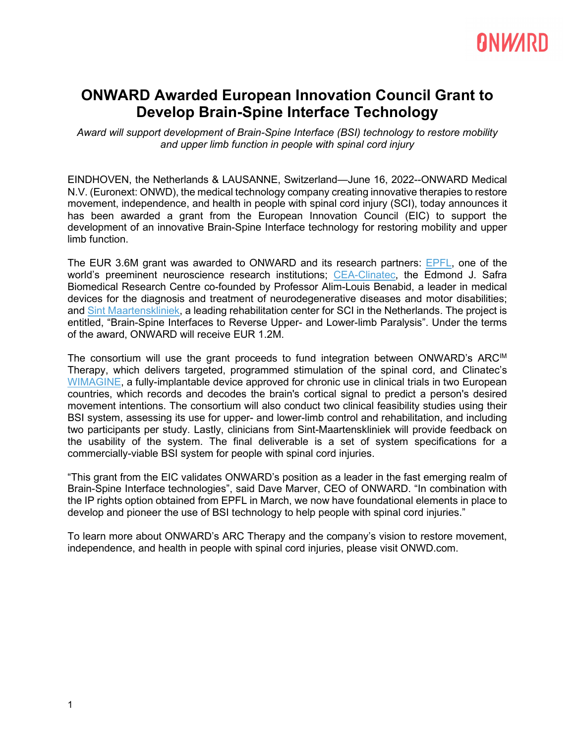# ONWARD Awarded European Innovation Council Grant to Develop Brain-Spine Interface Technology

*Award will support development of Brain-Spine Interface (BSI) technology to restore mobility and upper limb function in people with spinal cord injury*

EINDHOVEN, the Netherlands & LAUSANNE, Switzerland—June 16, 2022--ONWARD Medical N.V. (Euronext: ONWD), the medical technology company creating innovative therapies to restore movement, independence, and health in people with spinal cord injury (SCI), today announces it has been awarded a grant from the European Innovation Council (EIC) to support the development of an innovative Brain-Spine Interface technology for restoring mobility and upper limb function.

The EUR 3.6M grant was awarded to ONWARD and its research partners: EPFL, one of the world's preeminent neuroscience research institutions; CEA-Clinatec, the Edmond J. Safra Biomedical Research Centre co-founded by Professor Alim-Louis Benabid, a leader in medical devices for the diagnosis and treatment of neurodegenerative diseases and motor disabilities; and Sint Maartenskliniek, a leading rehabilitation center for SCI in the Netherlands. The project is entitled, "Brain-Spine Interfaces to Reverse Upper- and Lower-limb Paralysis". Under the terms of the award, ONWARD will receive EUR 1.2M.

The consortium will use the grant proceeds to fund integration between ONWARD's ARC[IM] Therapy, which delivers targeted, programmed stimulation of the spinal cord, and Clinatec's WIMAGINE, a fully-implantable device approved for chronic use in clinical trials in two European countries, which records and decodes the brain's cortical signal to predict a person's desired movement intentions. The consortium will also conduct two clinical feasibility studies using their BSI system, assessing its use for upper- and lower-limb control and rehabilitation, and including two participants per study. Lastly, clinicians from Sint-Maartenskliniek will provide feedback on the usability of the system. The final deliverable is a set of system specifications for a commercially-viable BSI system for people with spinal cord injuries.

"This grant from the EIC validates ONWARD's position as a leader in the fast emerging realm of Brain-Spine Interface technologies", said Dave Marver, CEO of ONWARD. "In combination with the IP rights option obtained from EPFL in March, we now have foundational elements in place to develop and pioneer the use of BSI technology to help people with spinal cord injuries."

To learn more about ONWARD's ARC Therapy and the company's vision to restore movement, independence, and health in people with spinal cord injuries, please visit ONWD.com.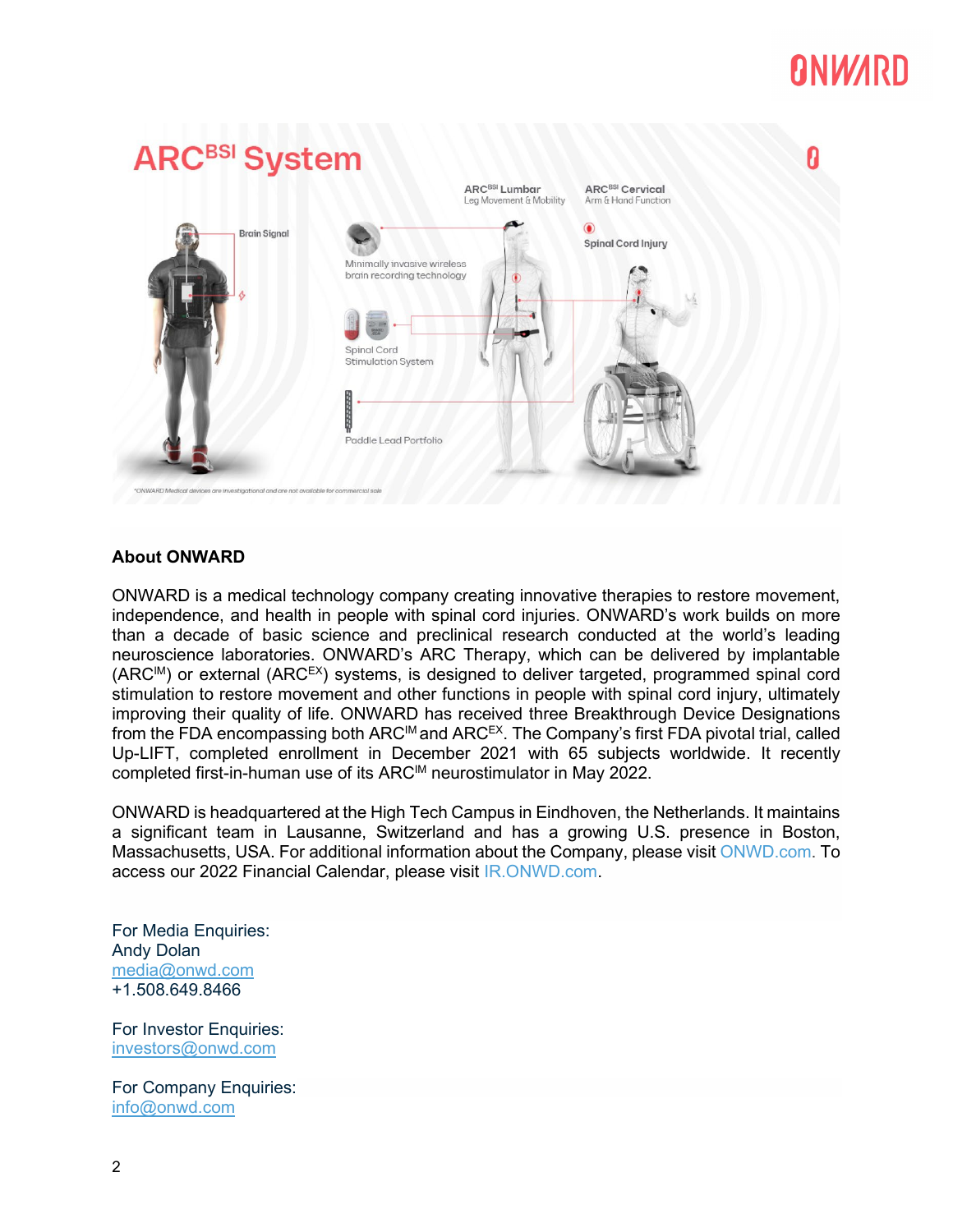## About ONWARD

ONWARD is a medical technology company creating innovative therapies to restore movement, independence, and health in people with spinal cord injuries. ONWARD's work builds on more than a decade of basic science and preclinical research conducted at the world's leading neuroscience laboratories. ONWARD's ARC Therapy, which can be delivered by implantable (ARC$^{IM}$) or external (ARC$^{EX}$) systems, is designed to deliver targeted, programmed spinal cord stimulation to restore movement and other functions in people with spinal cord injury, ultimately improving their quality of life. ONWARD has received three Breakthrough Device Designations from the FDA encompassing both ARC$^{IM}$ and ARC$^{EX}$. The Company's first FDA pivotal trial, called Up-LIFT, completed enrollment in December 2021 with 65 subjects worldwide. It recently completed first-in-human use of its ARC$^{IM}$ neurostimulator in May 2022.

ONWARD is headquartered at the High Tech Campus in Eindhoven, the Netherlands. It maintains a significant team in Lausanne, Switzerland and has a growing U.S. presence in Boston, Massachusetts, USA. For additional information about the Company, please visit ONWD.com. To access our 2022 Financial Calendar, please visit IR.ONWD.com.

For Media Enquiries:
Andy Dolan
media@onwd.com
+1.508.649.8466

For Investor Enquiries:
investors@onwd.com

For Company Enquiries:
info@onwd.com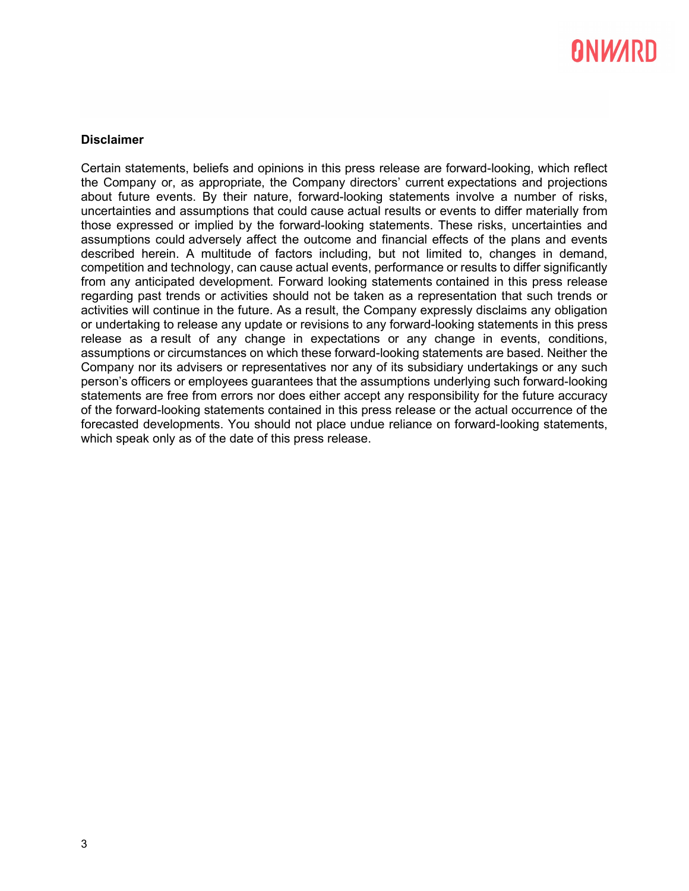**Disclaimer**

Certain statements, beliefs and opinions in this press release are forward-looking, which reflect the Company or, as appropriate, the Company directors' current expectations and projections about future events. By their nature, forward-looking statements involve a number of risks, uncertainties and assumptions that could cause actual results or events to differ materially from those expressed or implied by the forward-looking statements. These risks, uncertainties and assumptions could adversely affect the outcome and financial effects of the plans and events described herein. A multitude of factors including, but not limited to, changes in demand, competition and technology, can cause actual events, performance or results to differ significantly from any anticipated development. Forward looking statements contained in this press release regarding past trends or activities should not be taken as a representation that such trends or activities will continue in the future. As a result, the Company expressly disclaims any obligation or undertaking to release any update or revisions to any forward-looking statements in this press release as a result of any change in expectations or any change in events, conditions, assumptions or circumstances on which these forward-looking statements are based. Neither the Company nor its advisers or representatives nor any of its subsidiary undertakings or any such person's officers or employees guarantees that the assumptions underlying such forward-looking statements are free from errors nor does either accept any responsibility for the future accuracy of the forward-looking statements contained in this press release or the actual occurrence of the forecasted developments. You should not place undue reliance on forward-looking statements, which speak only as of the date of this press release.